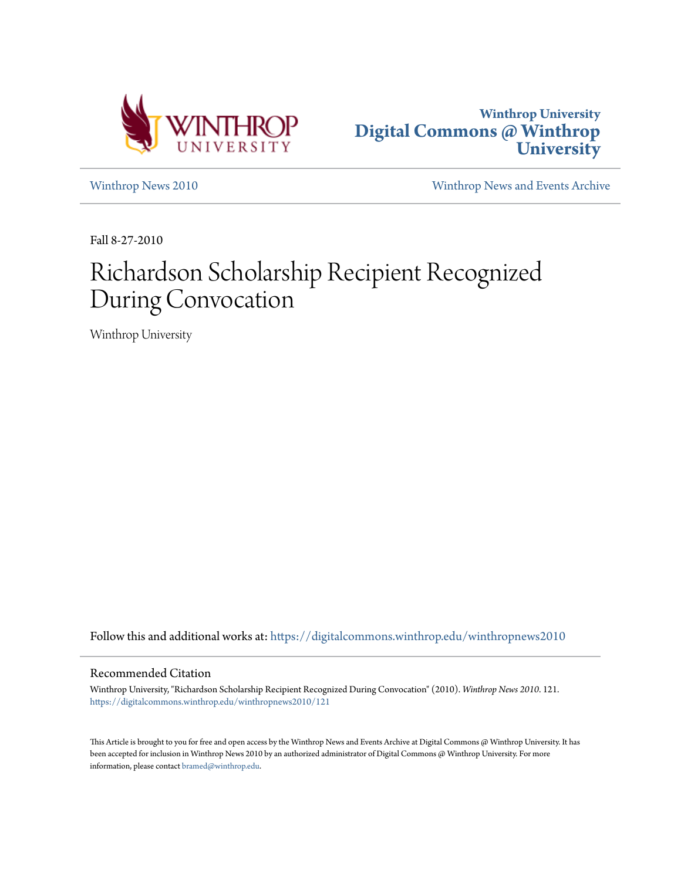Winthrop University
**Digital Commons @ Winthrop University**

Winthrop News 2010 | Winthrop News and Events Archive

Fall 8-27-2010

# Richardson Scholarship Recipient Recognized During Convocation

Winthrop University

Follow this and additional works at: https://digitalcommons.winthrop.edu/winthropnews2010

## Recommended Citation

Winthrop University, "Richardson Scholarship Recipient Recognized During Convocation" (2010). *Winthrop News 2010*. 121.
https://digitalcommons.winthrop.edu/winthropnews2010/121

This Article is brought to you for free and open access by the Winthrop News and Events Archive at Digital Commons @ Winthrop University. It has been accepted for inclusion in Winthrop News 2010 by an authorized administrator of Digital Commons @ Winthrop University. For more information, please contact bramed@winthrop.edu.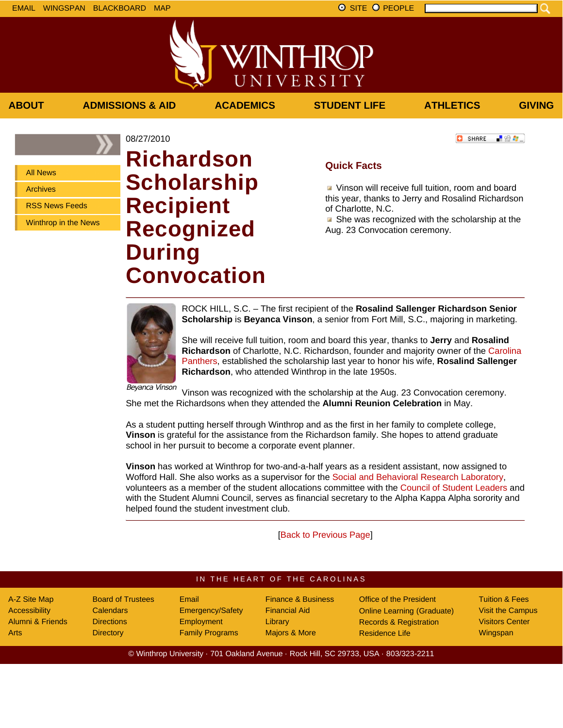EMAIL WINGSPAN BLACKBOARD MAP

SITE PEOPLE

WINTHROP UNIVERSITY

ABOUT | ADMISSIONS & AID | ACADEMICS | STUDENT LIFE | ATHLETICS | GIVING

- All News
- Archives
- RSS News Feeds
- Winthrop in the News

08/27/2010

# Richardson Scholarship Recipient Recognized During Convocation

SHARE

### Quick Facts

- Vinson will receive full tuition, room and board this year, thanks to Jerry and Rosalind Richardson of Charlotte, N.C.
- She was recognized with the scholarship at the Aug. 23 Convocation ceremony.

*Beyanca Vinson*

ROCK HILL, S.C. – The first recipient of the **Rosalind Sallenger Richardson Senior Scholarship** is **Beyanca Vinson**, a senior from Fort Mill, S.C., majoring in marketing.

She will receive full tuition, room and board this year, thanks to **Jerry** and **Rosalind Richardson** of Charlotte, N.C. Richardson, founder and majority owner of the Carolina Panthers, established the scholarship last year to honor his wife, **Rosalind Sallenger Richardson**, who attended Winthrop in the late 1950s.

Vinson was recognized with the scholarship at the Aug. 23 Convocation ceremony. She met the Richardsons when they attended the **Alumni Reunion Celebration** in May.

As a student putting herself through Winthrop and as the first in her family to complete college, **Vinson** is grateful for the assistance from the Richardson family. She hopes to attend graduate school in her pursuit to become a corporate event planner.

**Vinson** has worked at Winthrop for two-and-a-half years as a resident assistant, now assigned to Wofford Hall. She also works as a supervisor for the Social and Behavioral Research Laboratory, volunteers as a member of the student allocations committee with the Council of Student Leaders and with the Student Alumni Council, serves as financial secretary to the Alpha Kappa Alpha sorority and helped found the student investment club.

[Back to Previous Page]

IN THE HEART OF THE CAROLINAS

A-Z Site Map
Accessibility
Alumni & Friends
Arts
Board of Trustees
Calendars
Directions
Directory
Email
Emergency/Safety
Employment
Family Programs
Finance & Business
Financial Aid
Library
Majors & More
Office of the President
Online Learning (Graduate)
Records & Registration
Residence Life
Tuition & Fees
Visit the Campus
Visitors Center
Wingspan

© Winthrop University · 701 Oakland Avenue · Rock Hill, SC 29733, USA · 803/323-2211